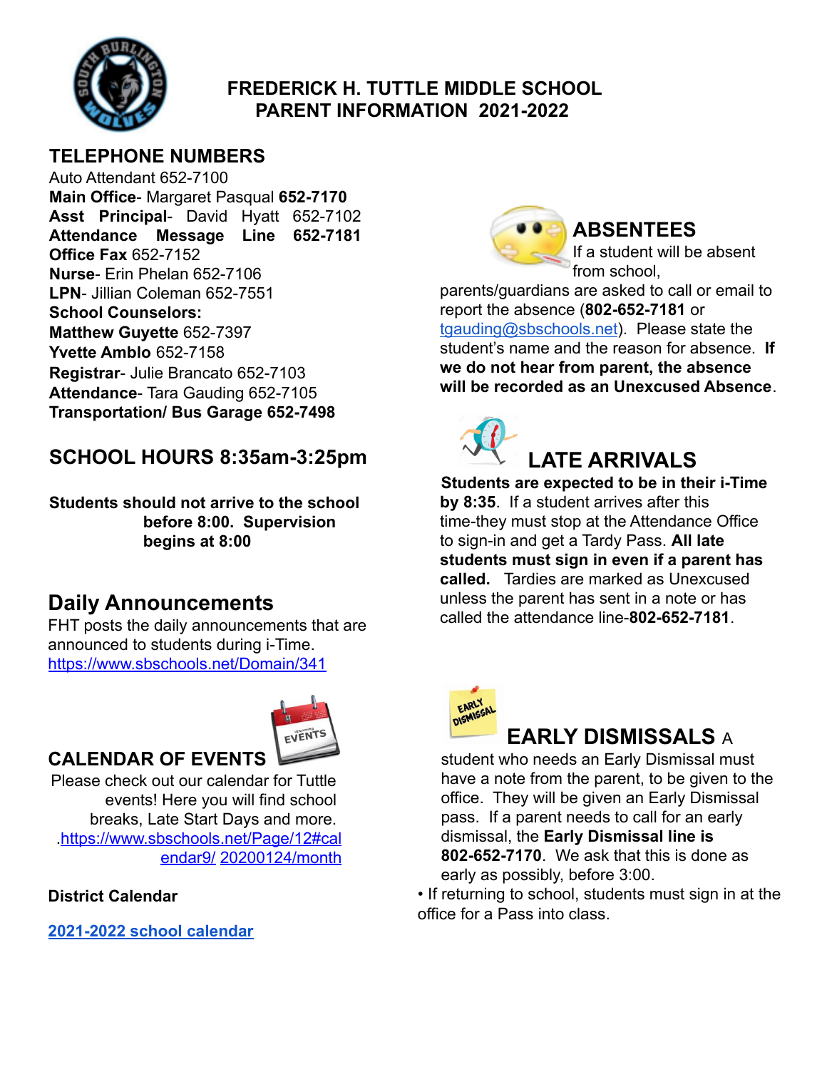# FREDERICK H. TUTTLE MIDDLE SCHOOL
# PARENT INFORMATION 2021-2022

## TELEPHONE NUMBERS

Auto Attendant 652-7100
**Main Office**- Margaret Pasqual **652-7170**
**Asst Principal**- David Hyatt 652-7102
**Attendance Message Line 652-7181**
**Office Fax** 652-7152
**Nurse**- Erin Phelan 652-7106
**LPN**- Jillian Coleman 652-7551
**School Counselors:**
**Matthew Guyette** 652-7397
**Yvette Amblo** 652-7158
**Registrar**- Julie Brancato 652-7103
**Attendance**- Tara Gauding 652-7105
**Transportation/ Bus Garage 652-7498**

## SCHOOL HOURS 8:35am-3:25pm

**Students should not arrive to the school before 8:00. Supervision begins at 8:00**

## Daily Announcements

FHT posts the daily announcements that are announced to students during i-Time.
https://www.sbschools.net/Domain/341

## CALENDAR OF EVENTS

Please check out our calendar for Tuttle events! Here you will find school breaks, Late Start Days and more.
.https://www.sbschools.net/Page/12#calendar9/ 20200124/month

**District Calendar**

**2021-2022 school calendar**

## ABSENTEES

If a student will be absent from school, parents/guardians are asked to call or email to report the absence (**802-652-7181** or tgauding@sbschools.net). Please state the student's name and the reason for absence. **If we do not hear from parent, the absence will be recorded as an Unexcused Absence**.

## LATE ARRIVALS

**Students are expected to be in their i-Time by 8:35**. If a student arrives after this time-they must stop at the Attendance Office to sign-in and get a Tardy Pass. **All late students must sign in even if a parent has called.** Tardies are marked as Unexcused unless the parent has sent in a note or has called the attendance line-**802-652-7181**.

## EARLY DISMISSALS

A student who needs an Early Dismissal must have a note from the parent, to be given to the office. They will be given an Early Dismissal pass. If a parent needs to call for an early dismissal, the **Early Dismissal line is 802-652-7170**. We ask that this is done as early as possibly, before 3:00.

- If returning to school, students must sign in at the office for a Pass into class.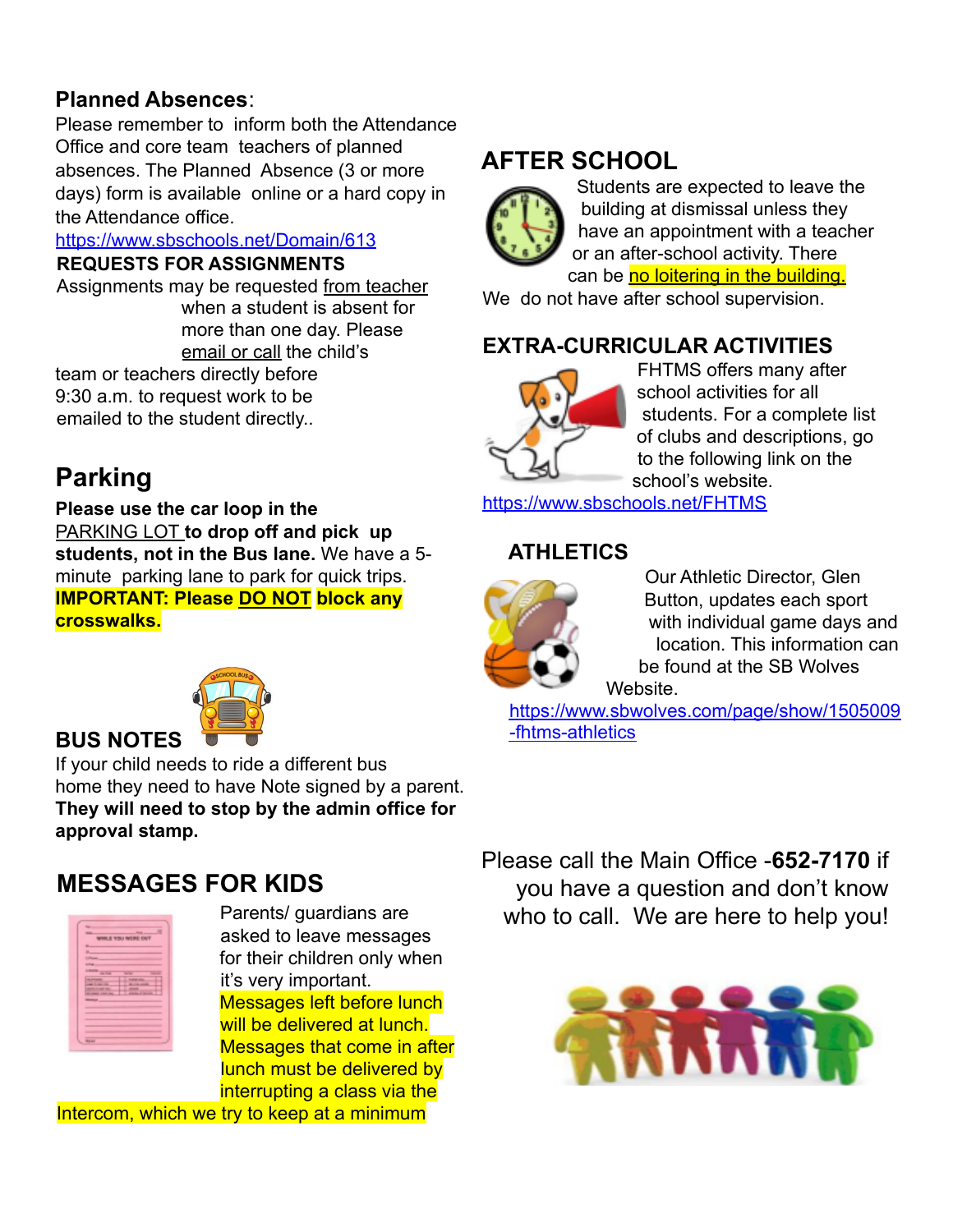## **Planned Absences**:

Please remember to inform both the Attendance Office and core team teachers of planned absences. The Planned Absence (3 or more days) form is available online or a hard copy in the Attendance office.

https://www.sbschools.net/Domain/613

**REQUESTS FOR ASSIGNMENTS**

Assignments may be requested from teacher when a student is absent for more than one day. Please email or call the child's team or teachers directly before 9:30 a.m. to request work to be emailed to the student directly..

## Parking

**Please use the car loop in the** PARKING LOT **to drop off and pick up students, not in the Bus lane.** We have a 5-minute parking lane to park for quick trips. **IMPORTANT: Please DO NOT block any crosswalks.**

## BUS NOTES

If your child needs to ride a different bus home they need to have Note signed by a parent. **They will need to stop by the admin office for approval stamp.**

## MESSAGES FOR KIDS

Parents/ guardians are asked to leave messages for their children only when it's very important. Messages left before lunch will be delivered at lunch. Messages that come in after lunch must be delivered by interrupting a class via the Intercom, which we try to keep at a minimum

## AFTER SCHOOL

Students are expected to leave the building at dismissal unless they have an appointment with a teacher or an after-school activity. There can be no loitering in the building. We do not have after school supervision.

## EXTRA-CURRICULAR ACTIVITIES

FHTMS offers many after school activities for all students. For a complete list of clubs and descriptions, go to the following link on the school's website.

https://www.sbschools.net/FHTMS

## ATHLETICS

Our Athletic Director, Glen Button, updates each sport with individual game days and location. This information can be found at the SB Wolves Website.

https://www.sbwolves.com/page/show/1505009-fhtms-athletics

Please call the Main Office -**652-7170** if you have a question and don't know who to call. We are here to help you!